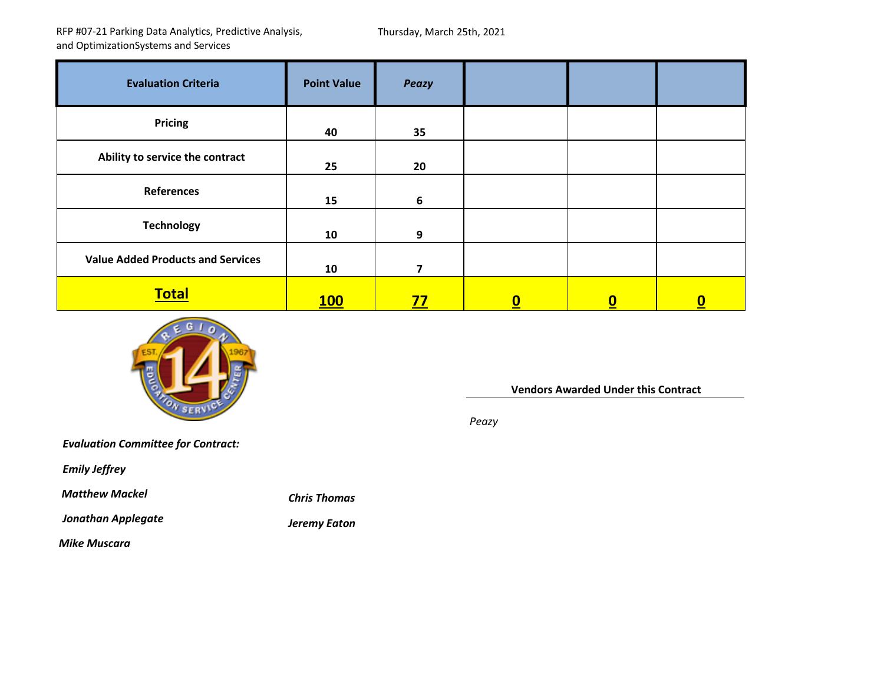RFP #07-21 Parking Data Analytics, Predictive Analysis, and OptimizationSystems and Services

Thursday, March 25th, 2021

| Evaluation Criteria | Point Value | *Peazy* | | | |
|---|---|---|---|---|---|
| Pricing | 40 | 35 | | | |
| Ability to service the contract | 25 | 20 | | | |
| References | 15 | 6 | | | |
| Technology | 10 | 9 | | | |
| Value Added Products and Services | 10 | 7 | | | |
| **Total** | **100** | **77** | **0** | **0** | **0** |

**Vendors Awarded Under this Contract**

*Peazy*

***Evaluation Committee for Contract:***

***Emily Jeffrey***

***Matthew Mackel***

***Jonathan Applegate***

***Mike Muscara***

***Chris Thomas***

***Jeremy Eaton***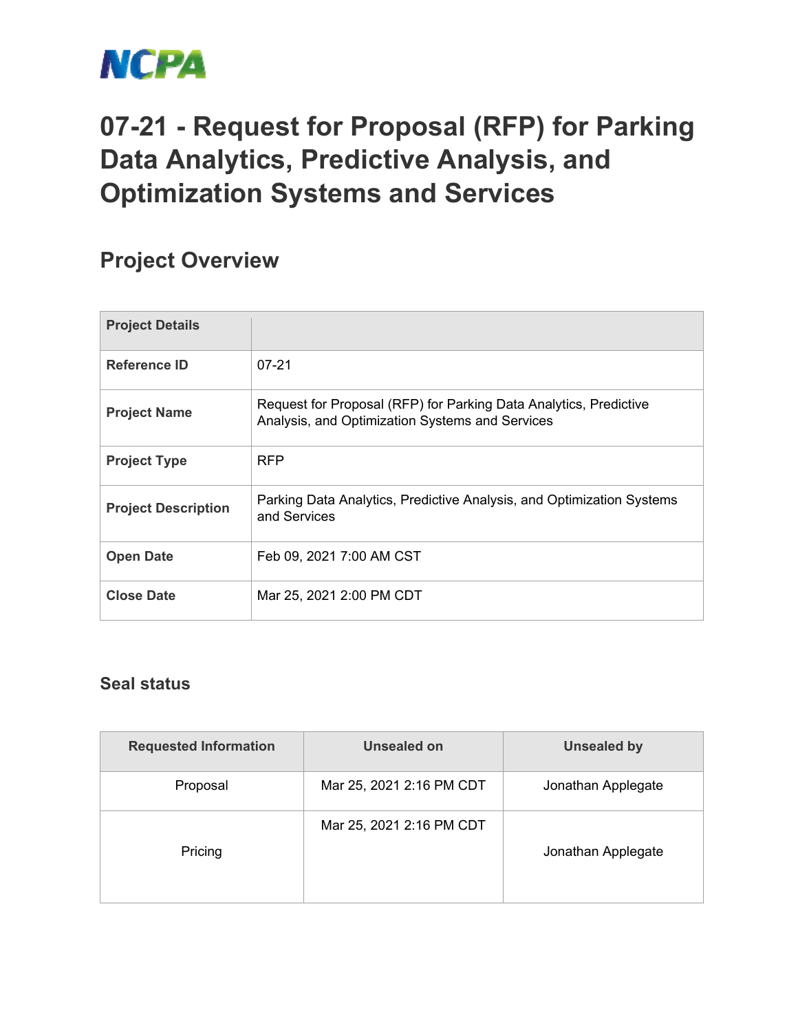NCPA

# 07-21 - Request for Proposal (RFP) for Parking Data Analytics, Predictive Analysis, and Optimization Systems and Services

## Project Overview

| Project Details | |
|---|---|
| Reference ID | 07-21 |
| Project Name | Request for Proposal (RFP) for Parking Data Analytics, Predictive Analysis, and Optimization Systems and Services |
| Project Type | RFP |
| Project Description | Parking Data Analytics, Predictive Analysis, and Optimization Systems and Services |
| Open Date | Feb 09, 2021 7:00 AM CST |
| Close Date | Mar 25, 2021 2:00 PM CDT |

### Seal status

| Requested Information | Unsealed on | Unsealed by |
|---|---|---|
| Proposal | Mar 25, 2021 2:16 PM CDT | Jonathan Applegate |
| Pricing | Mar 25, 2021 2:16 PM CDT | Jonathan Applegate |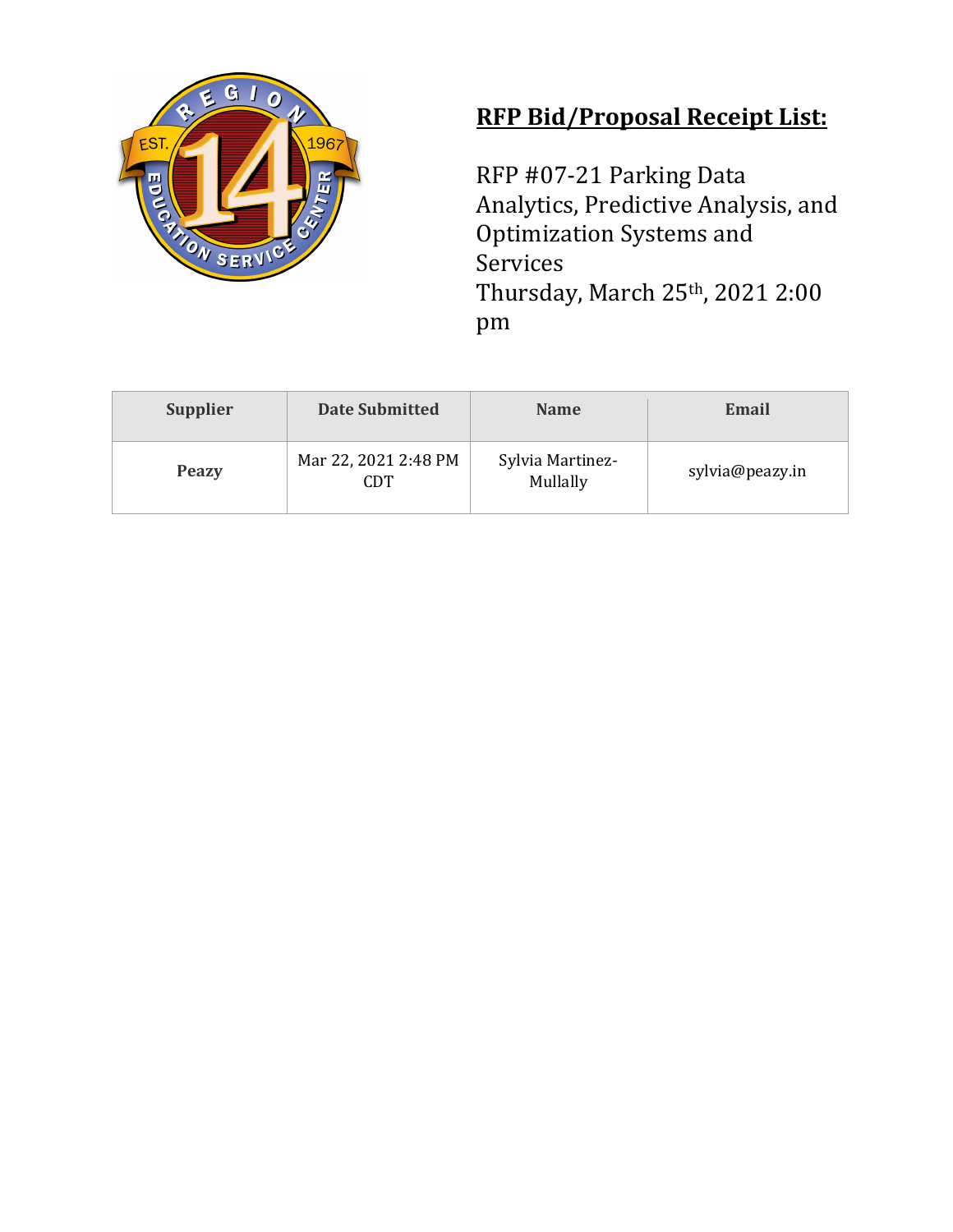# RFP Bid/Proposal Receipt List:

RFP #07-21 Parking Data Analytics, Predictive Analysis, and Optimization Systems and Services
Thursday, March 25th, 2021 2:00 pm

| Supplier | Date Submitted | Name | Email |
|---|---|---|---|
| **Peazy** | Mar 22, 2021 2:48 PM CDT | Sylvia Martinez-Mullally | sylvia@peazy.in |